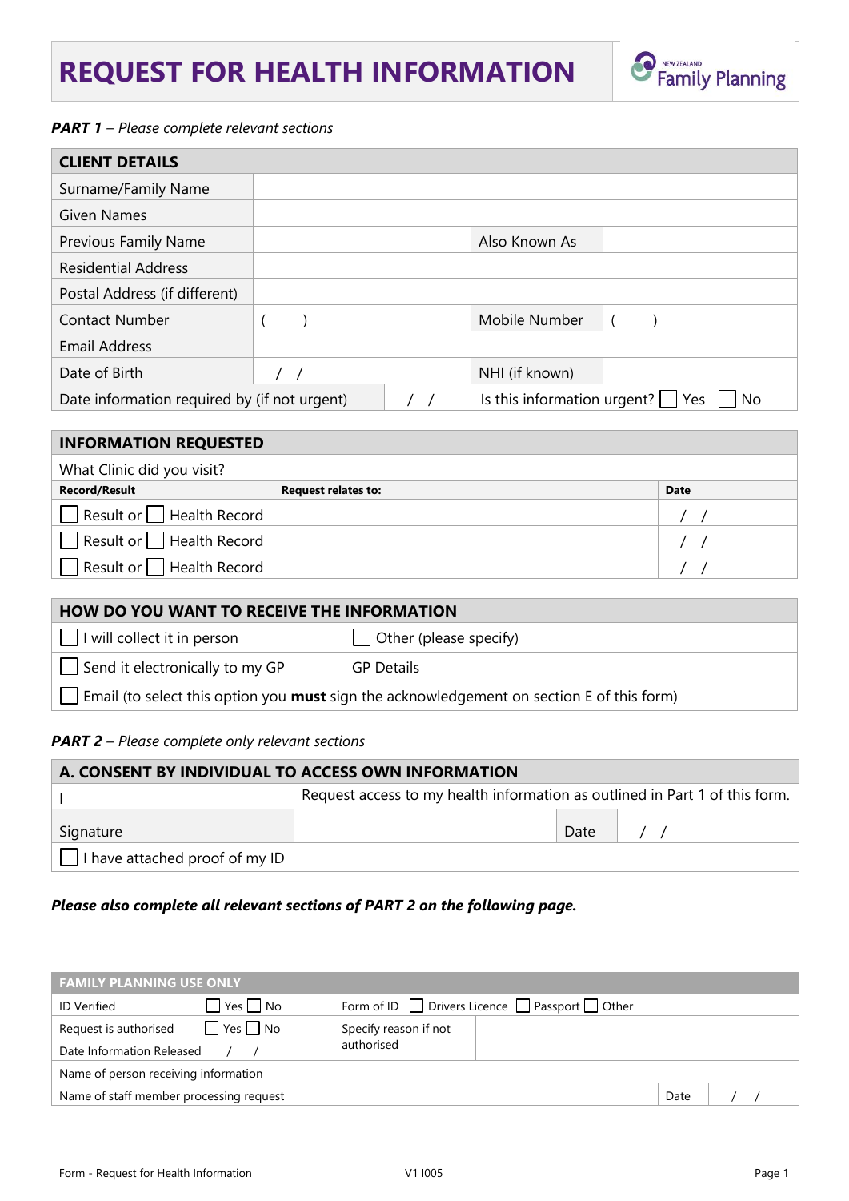# REQUEST FOR HEALTH INFORMATION

NEW ZEALAND Family Planning

***PART 1** – Please complete relevant sections*

| CLIENT DETAILS | | | |
|---|---|---|---|
| Surname/Family Name | | | |
| Given Names | | | |
| Previous Family Name | | Also Known As | |
| Residential Address | | | |
| Postal Address (if different) | | | |
| Contact Number | ( ) | Mobile Number | ( ) |
| Email Address | | | |
| Date of Birth | / / | NHI (if known) | |
| Date information required by (if not urgent) | / / | Is this information urgent? ☐ Yes ☐ No | |

| INFORMATION REQUESTED | | |
|---|---|---|
| What Clinic did you visit? | | |
| **Record/Result** | **Request relates to:** | **Date** |
| ☐ Result or ☐ Health Record | | / / |
| ☐ Result or ☐ Health Record | | / / |
| ☐ Result or ☐ Health Record | | / / |

| HOW DO YOU WANT TO RECEIVE THE INFORMATION | |
|---|---|
| ☐ I will collect it in person | ☐ Other (please specify) |
| ☐ Send it electronically to my GP | GP Details |
| ☐ Email (to select this option you **must** sign the acknowledgement on section E of this form) | |

***PART 2** – Please complete only relevant sections*

| A. CONSENT BY INDIVIDUAL TO ACCESS OWN INFORMATION | | | |
|---|---|---|---|
| I | Request access to my health information as outlined in Part 1 of this form. | | |
| Signature | | Date | / / |
| ☐ I have attached proof of my ID | | | |

***Please also complete all relevant sections of PART 2 on the following page.***

| FAMILY PLANNING USE ONLY | | | | |
|---|---|---|---|---|
| ID Verified ☐ Yes ☐ No | Form of ID ☐ Drivers Licence ☐ Passport ☐ Other | | | |
| Request is authorised ☐ Yes ☐ No | Specify reason if not authorised | | | |
| Date Information Released / / | | | | |
| Name of person receiving information | | | | |
| Name of staff member processing request | | | Date | / / |

Form - Request for Health Information V1 I005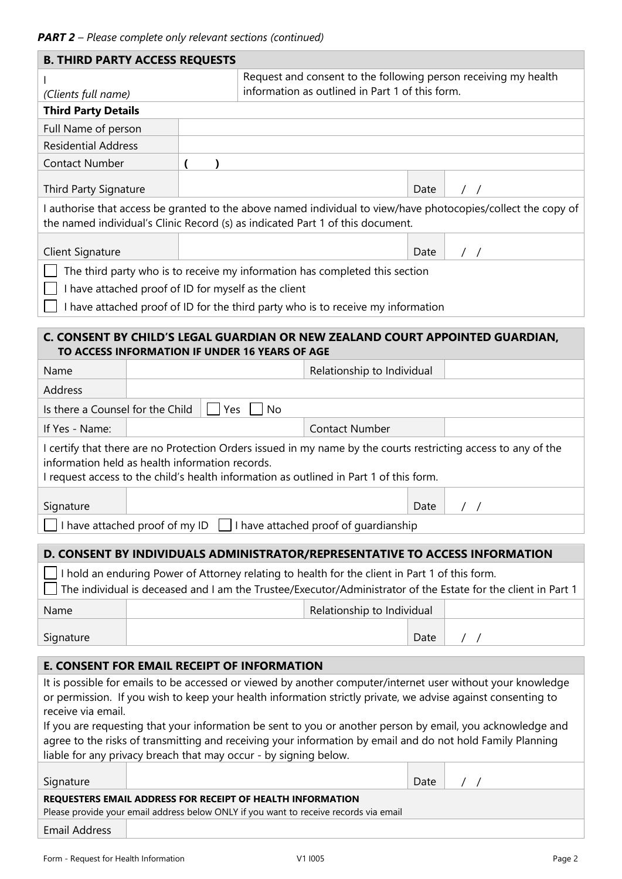***PART 2** – Please complete only relevant sections (continued)*

## B. THIRD PARTY ACCESS REQUESTS

| I *(Clients full name)* | | Request and consent to the following person receiving my health information as outlined in Part 1 of this form. | |
|---|---|---|---|
| **Third Party Details** | | | |
| Full Name of person | | | |
| Residential Address | | | |
| Contact Number | (   ) | | |
| Third Party Signature | | Date | / / |

I authorise that access be granted to the above named individual to view/have photocopies/collect the copy of the named individual's Clinic Record (s) as indicated Part 1 of this document.

| Client Signature | | Date | / / |
|---|---|---|---|

- ☐ The third party who is to receive my information has completed this section
- ☐ I have attached proof of ID for myself as the client
- ☐ I have attached proof of ID for the third party who is to receive my information

## C. CONSENT BY CHILD'S LEGAL GUARDIAN OR NEW ZEALAND COURT APPOINTED GUARDIAN, TO ACCESS INFORMATION IF UNDER 16 YEARS OF AGE

| Name | | Relationship to Individual | |
|---|---|---|---|
| Address | | | |
| Is there a Counsel for the Child | ☐ Yes ☐ No | | |
| If Yes - Name: | | Contact Number | |

I certify that there are no Protection Orders issued in my name by the courts restricting access to any of the information held as health information records.
I request access to the child's health information as outlined in Part 1 of this form.

| Signature | | Date | / / |
|---|---|---|---|

☐ I have attached proof of my ID ☐ I have attached proof of guardianship

## D. CONSENT BY INDIVIDUALS ADMINISTRATOR/REPRESENTATIVE TO ACCESS INFORMATION

- ☐ I hold an enduring Power of Attorney relating to health for the client in Part 1 of this form.
- ☐ The individual is deceased and I am the Trustee/Executor/Administrator of the Estate for the client in Part 1

| Name | | Relationship to Individual | |
|---|---|---|---|
| Signature | | Date | / / |

## E. CONSENT FOR EMAIL RECEIPT OF INFORMATION

It is possible for emails to be accessed or viewed by another computer/internet user without your knowledge or permission. If you wish to keep your health information strictly private, we advise against consenting to receive via email.

If you are requesting that your information be sent to you or another person by email, you acknowledge and agree to the risks of transmitting and receiving your information by email and do not hold Family Planning liable for any privacy breach that may occur - by signing below.

| Signature | | Date | / / |
|---|---|---|---|

**REQUESTERS EMAIL ADDRESS FOR RECEIPT OF HEALTH INFORMATION**
Please provide your email address below ONLY if you want to receive records via email

| Email Address | |
|---|---|

Form - Request for Health Information V1 I005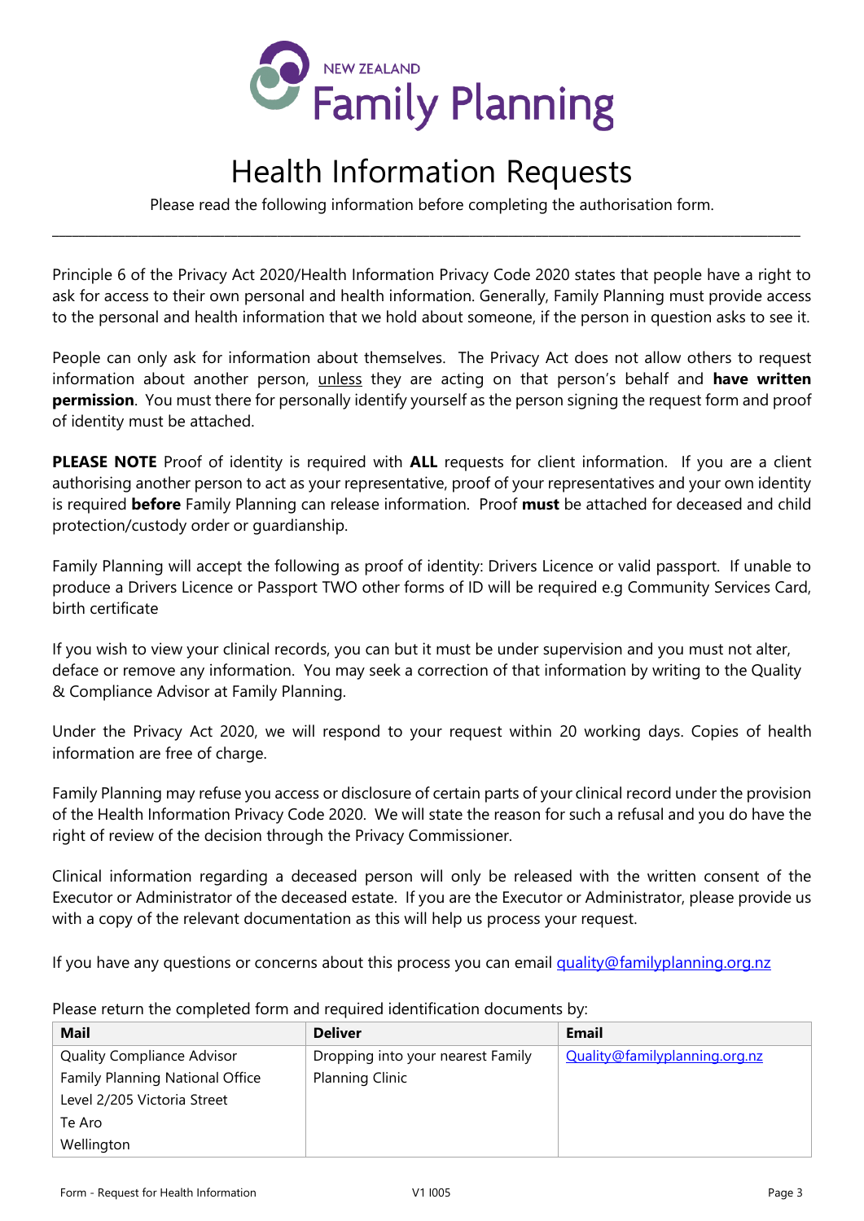NEW ZEALAND

Family Planning

# Health Information Requests

Please read the following information before completing the authorisation form.

---

Principle 6 of the Privacy Act 2020/Health Information Privacy Code 2020 states that people have a right to ask for access to their own personal and health information. Generally, Family Planning must provide access to the personal and health information that we hold about someone, if the person in question asks to see it.

People can only ask for information about themselves. The Privacy Act does not allow others to request information about another person, unless they are acting on that person's behalf and **have written permission**. You must there for personally identify yourself as the person signing the request form and proof of identity must be attached.

**PLEASE NOTE** Proof of identity is required with **ALL** requests for client information. If you are a client authorising another person to act as your representative, proof of your representatives and your own identity is required **before** Family Planning can release information. Proof **must** be attached for deceased and child protection/custody order or guardianship.

Family Planning will accept the following as proof of identity: Drivers Licence or valid passport. If unable to produce a Drivers Licence or Passport TWO other forms of ID will be required e.g Community Services Card, birth certificate

If you wish to view your clinical records, you can but it must be under supervision and you must not alter, deface or remove any information. You may seek a correction of that information by writing to the Quality & Compliance Advisor at Family Planning.

Under the Privacy Act 2020, we will respond to your request within 20 working days. Copies of health information are free of charge.

Family Planning may refuse you access or disclosure of certain parts of your clinical record under the provision of the Health Information Privacy Code 2020. We will state the reason for such a refusal and you do have the right of review of the decision through the Privacy Commissioner.

Clinical information regarding a deceased person will only be released with the written consent of the Executor or Administrator of the deceased estate. If you are the Executor or Administrator, please provide us with a copy of the relevant documentation as this will help us process your request.

If you have any questions or concerns about this process you can email quality@familyplanning.org.nz

Please return the completed form and required identification documents by:

| Mail | Deliver | Email |
|---|---|---|
| Quality Compliance Advisor<br>Family Planning National Office<br>Level 2/205 Victoria Street<br>Te Aro<br>Wellington | Dropping into your nearest Family Planning Clinic | Quality@familyplanning.org.nz |